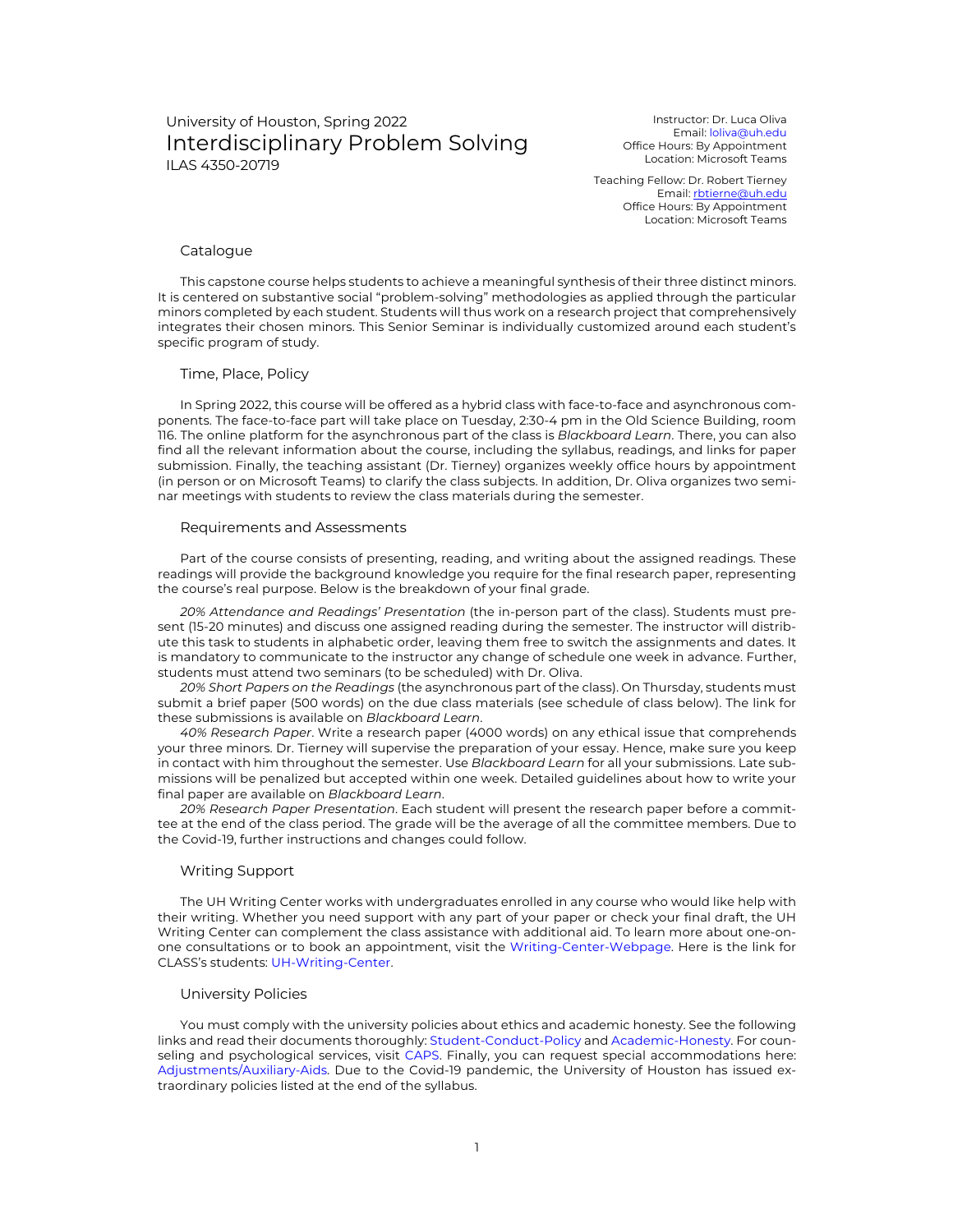University of Houston, Spring 2022

# Interdisciplinary Problem Solving

ILAS 4350-20719

Instructor: Dr. Luca Oliva
Email: loliva@uh.edu
Office Hours: By Appointment
Location: Microsoft Teams

Teaching Fellow: Dr. Robert Tierney
Email: rbtierne@uh.edu
Office Hours: By Appointment
Location: Microsoft Teams

## Catalogue

This capstone course helps students to achieve a meaningful synthesis of their three distinct minors. It is centered on substantive social "problem-solving" methodologies as applied through the particular minors completed by each student. Students will thus work on a research project that comprehensively integrates their chosen minors. This Senior Seminar is individually customized around each student's specific program of study.

## Time, Place, Policy

In Spring 2022, this course will be offered as a hybrid class with face-to-face and asynchronous components. The face-to-face part will take place on Tuesday, 2:30-4 pm in the Old Science Building, room 116. The online platform for the asynchronous part of the class is *Blackboard Learn*. There, you can also find all the relevant information about the course, including the syllabus, readings, and links for paper submission. Finally, the teaching assistant (Dr. Tierney) organizes weekly office hours by appointment (in person or on Microsoft Teams) to clarify the class subjects. In addition, Dr. Oliva organizes two seminar meetings with students to review the class materials during the semester.

## Requirements and Assessments

Part of the course consists of presenting, reading, and writing about the assigned readings. These readings will provide the background knowledge you require for the final research paper, representing the course's real purpose. Below is the breakdown of your final grade.

*20% Attendance and Readings' Presentation* (the in-person part of the class). Students must present (15-20 minutes) and discuss one assigned reading during the semester. The instructor will distribute this task to students in alphabetic order, leaving them free to switch the assignments and dates. It is mandatory to communicate to the instructor any change of schedule one week in advance. Further, students must attend two seminars (to be scheduled) with Dr. Oliva.

*20% Short Papers on the Readings* (the asynchronous part of the class). On Thursday, students must submit a brief paper (500 words) on the due class materials (see schedule of class below). The link for these submissions is available on *Blackboard Learn*.

*40% Research Paper*. Write a research paper (4000 words) on any ethical issue that comprehends your three minors. Dr. Tierney will supervise the preparation of your essay. Hence, make sure you keep in contact with him throughout the semester. Use *Blackboard Learn* for all your submissions. Late submissions will be penalized but accepted within one week. Detailed guidelines about how to write your final paper are available on *Blackboard Learn*.

*20% Research Paper Presentation*. Each student will present the research paper before a committee at the end of the class period. The grade will be the average of all the committee members. Due to the Covid-19, further instructions and changes could follow.

## Writing Support

The UH Writing Center works with undergraduates enrolled in any course who would like help with their writing. Whether you need support with any part of your paper or check your final draft, the UH Writing Center can complement the class assistance with additional aid. To learn more about one-on-one consultations or to book an appointment, visit the Writing-Center-Webpage. Here is the link for CLASS's students: UH-Writing-Center.

## University Policies

You must comply with the university policies about ethics and academic honesty. See the following links and read their documents thoroughly: Student-Conduct-Policy and Academic-Honesty. For counseling and psychological services, visit CAPS. Finally, you can request special accommodations here: Adjustments/Auxiliary-Aids. Due to the Covid-19 pandemic, the University of Houston has issued extraordinary policies listed at the end of the syllabus.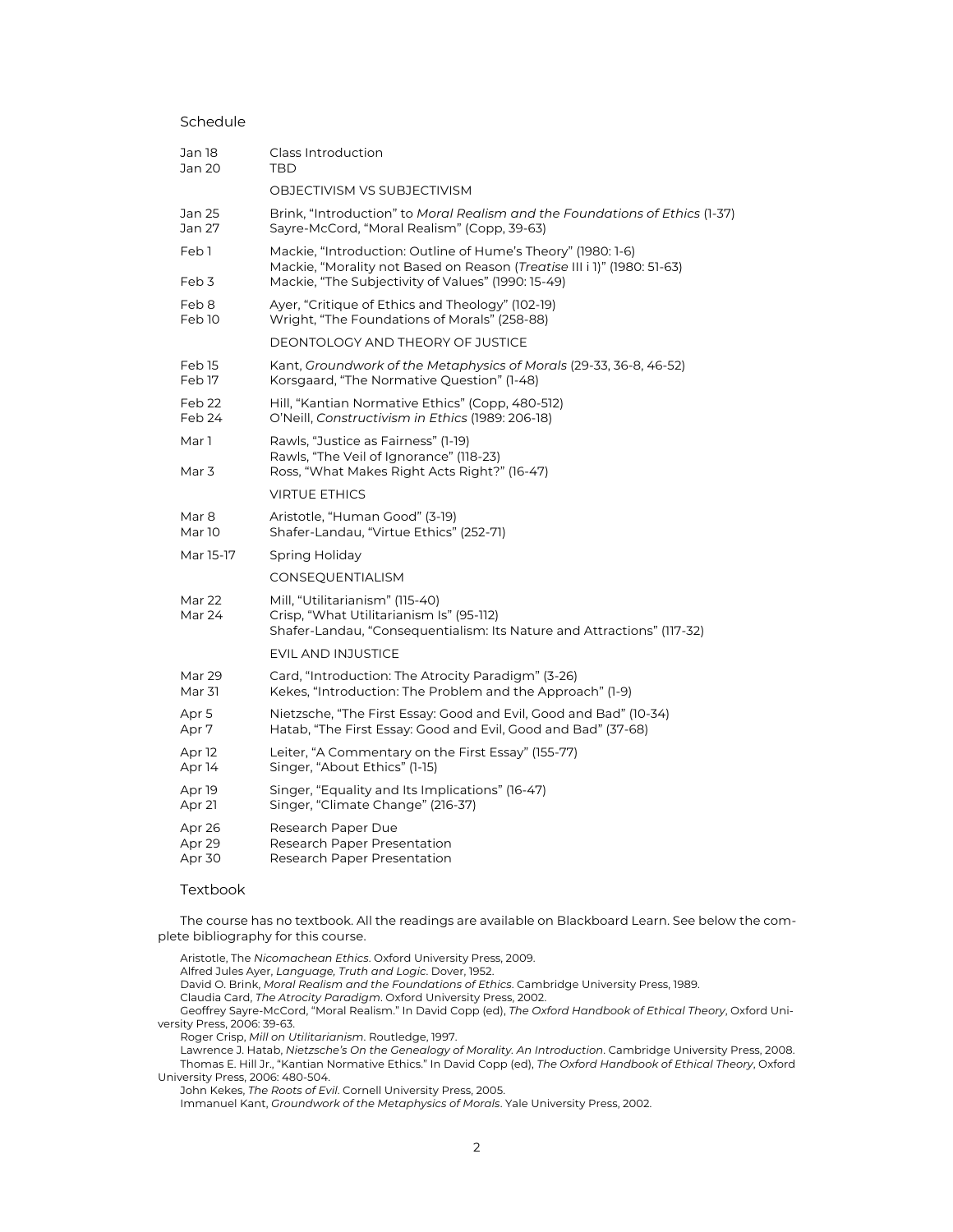## Schedule

| | |
|---|---|
| Jan 18 | Class Introduction |
| Jan 20 | TBD |
| | OBJECTIVISM VS SUBJECTIVISM |
| Jan 25 | Brink, "Introduction" to *Moral Realism and the Foundations of Ethics* (1-37) |
| Jan 27 | Sayre-McCord, "Moral Realism" (Copp, 39-63) |
| Feb 1 | Mackie, "Introduction: Outline of Hume's Theory" (1980: 1-6)<br>Mackie, "Morality not Based on Reason (*Treatise* III i 1)" (1980: 51-63) |
| Feb 3 | Mackie, "The Subjectivity of Values" (1990: 15-49) |
| Feb 8 | Ayer, "Critique of Ethics and Theology" (102-19) |
| Feb 10 | Wright, "The Foundations of Morals" (258-88) |
| | DEONTOLOGY AND THEORY OF JUSTICE |
| Feb 15 | Kant, *Groundwork of the Metaphysics of Morals* (29-33, 36-8, 46-52) |
| Feb 17 | Korsgaard, "The Normative Question" (1-48) |
| Feb 22 | Hill, "Kantian Normative Ethics" (Copp, 480-512) |
| Feb 24 | O'Neill, *Constructivism in Ethics* (1989: 206-18) |
| Mar 1 | Rawls, "Justice as Fairness" (1-19)<br>Rawls, "The Veil of Ignorance" (118-23) |
| Mar 3 | Ross, "What Makes Right Acts Right?" (16-47) |
| | VIRTUE ETHICS |
| Mar 8 | Aristotle, "Human Good" (3-19) |
| Mar 10 | Shafer-Landau, "Virtue Ethics" (252-71) |
| Mar 15-17 | Spring Holiday |
| | CONSEQUENTIALISM |
| Mar 22 | Mill, "Utilitarianism" (115-40) |
| Mar 24 | Crisp, "What Utilitarianism Is" (95-112)<br>Shafer-Landau, "Consequentialism: Its Nature and Attractions" (117-32) |
| | EVIL AND INJUSTICE |
| Mar 29 | Card, "Introduction: The Atrocity Paradigm" (3-26) |
| Mar 31 | Kekes, "Introduction: The Problem and the Approach" (1-9) |
| Apr 5 | Nietzsche, "The First Essay: Good and Evil, Good and Bad" (10-34) |
| Apr 7 | Hatab, "The First Essay: Good and Evil, Good and Bad" (37-68) |
| Apr 12 | Leiter, "A Commentary on the First Essay" (155-77) |
| Apr 14 | Singer, "About Ethics" (1-15) |
| Apr 19 | Singer, "Equality and Its Implications" (16-47) |
| Apr 21 | Singer, "Climate Change" (216-37) |
| Apr 26 | Research Paper Due |
| Apr 29 | Research Paper Presentation |
| Apr 30 | Research Paper Presentation |

## Textbook

The course has no textbook. All the readings are available on Blackboard Learn. See below the complete bibliography for this course.

Aristotle, The *Nicomachean Ethics*. Oxford University Press, 2009.
Alfred Jules Ayer, *Language, Truth and Logic*. Dover, 1952.
David O. Brink, *Moral Realism and the Foundations of Ethics*. Cambridge University Press, 1989.
Claudia Card, *The Atrocity Paradigm*. Oxford University Press, 2002.
Geoffrey Sayre-McCord, "Moral Realism." In David Copp (ed), *The Oxford Handbook of Ethical Theory*, Oxford University Press, 2006: 39-63.
Roger Crisp, *Mill on Utilitarianism*. Routledge, 1997.
Lawrence J. Hatab, *Nietzsche's On the Genealogy of Morality. An Introduction*. Cambridge University Press, 2008.
Thomas E. Hill Jr., "Kantian Normative Ethics." In David Copp (ed), *The Oxford Handbook of Ethical Theory*, Oxford University Press, 2006: 480-504.
John Kekes, *The Roots of Evil*. Cornell University Press, 2005.
Immanuel Kant, *Groundwork of the Metaphysics of Morals*. Yale University Press, 2002.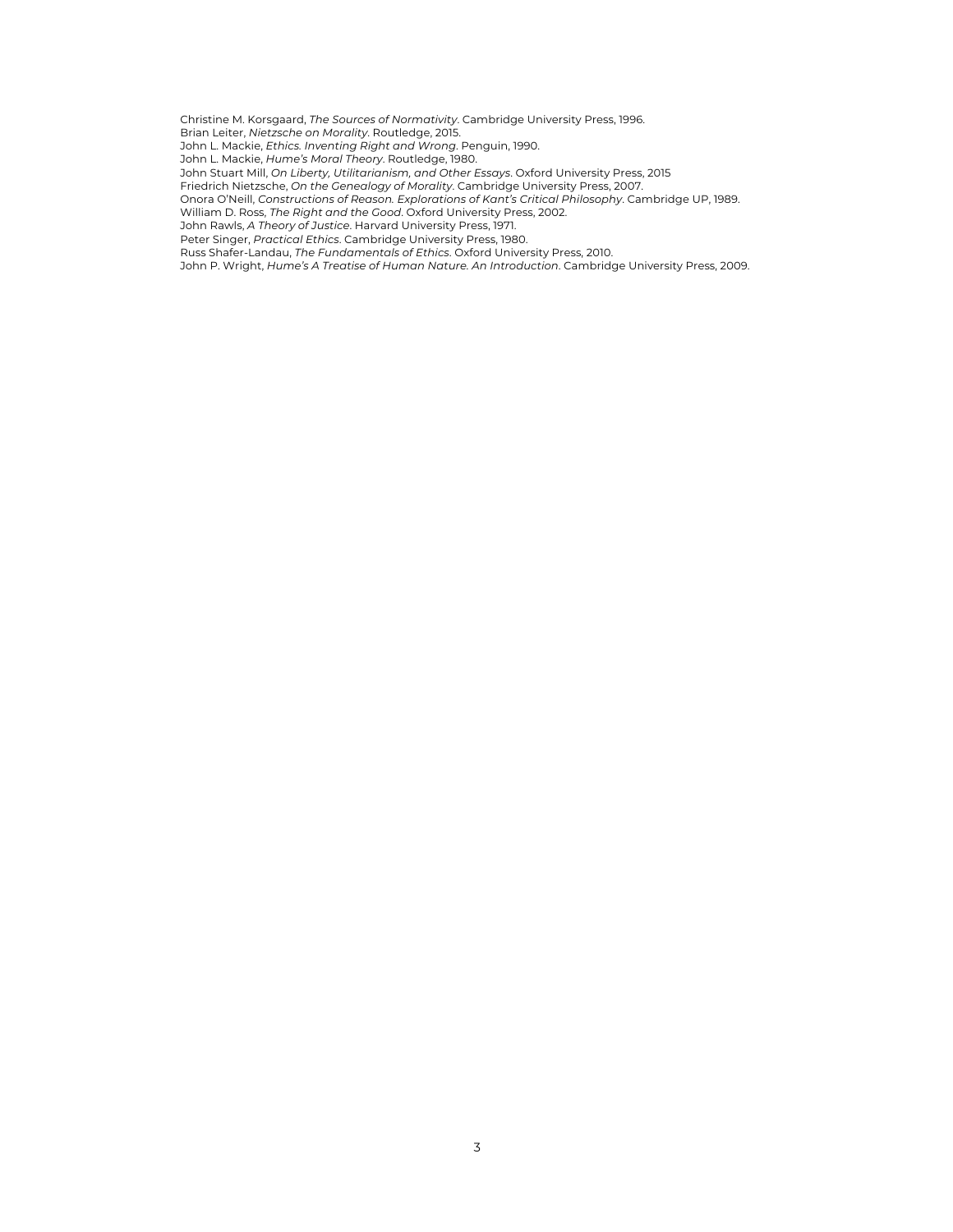Christine M. Korsgaard, *The Sources of Normativity*. Cambridge University Press, 1996.
Brian Leiter, *Nietzsche on Morality*. Routledge, 2015.
John L. Mackie, *Ethics. Inventing Right and Wrong*. Penguin, 1990.
John L. Mackie, *Hume's Moral Theory*. Routledge, 1980.
John Stuart Mill, *On Liberty, Utilitarianism, and Other Essays*. Oxford University Press, 2015
Friedrich Nietzsche, *On the Genealogy of Morality*. Cambridge University Press, 2007.
Onora O'Neill, *Constructions of Reason. Explorations of Kant's Critical Philosophy*. Cambridge UP, 1989.
William D. Ross, *The Right and the Good*. Oxford University Press, 2002.
John Rawls, *A Theory of Justice*. Harvard University Press, 1971.
Peter Singer, *Practical Ethics*. Cambridge University Press, 1980.
Russ Shafer-Landau, *The Fundamentals of Ethics*. Oxford University Press, 2010.
John P. Wright, *Hume's A Treatise of Human Nature. An Introduction*. Cambridge University Press, 2009.